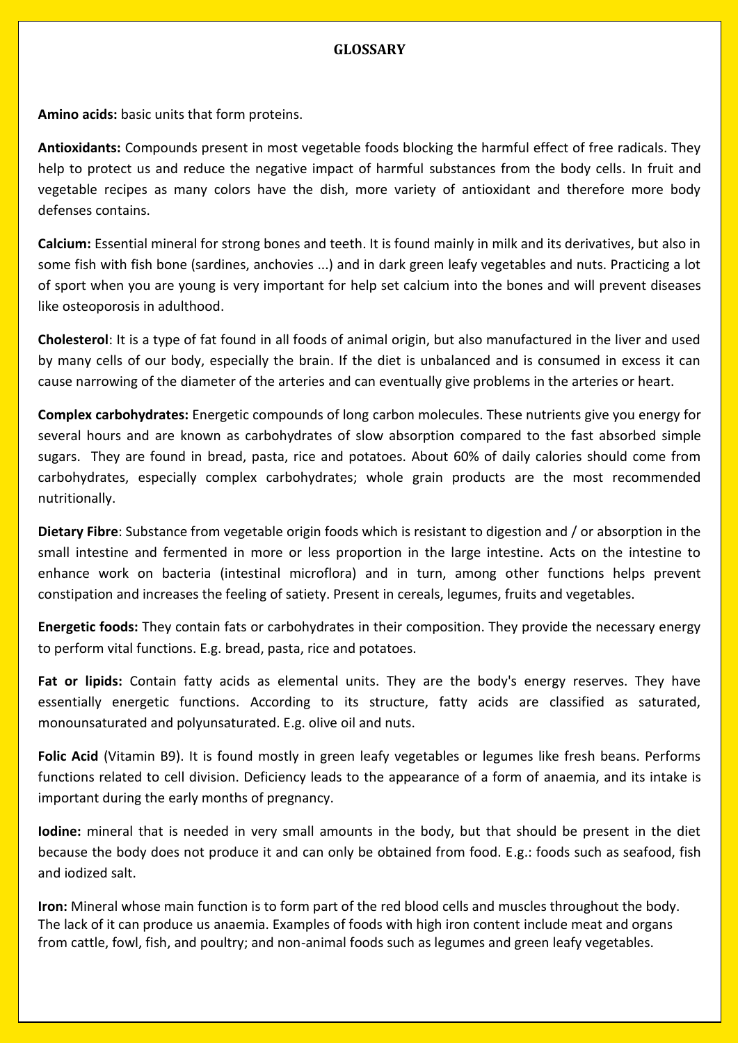# GLOSSARY

**Amino acids:** basic units that form proteins.

**Antioxidants:** Compounds present in most vegetable foods blocking the harmful effect of free radicals. They help to protect us and reduce the negative impact of harmful substances from the body cells. In fruit and vegetable recipes as many colors have the dish, more variety of antioxidant and therefore more body defenses contains.

**Calcium:** Essential mineral for strong bones and teeth. It is found mainly in milk and its derivatives, but also in some fish with fish bone (sardines, anchovies ...) and in dark green leafy vegetables and nuts. Practicing a lot of sport when you are young is very important for help set calcium into the bones and will prevent diseases like osteoporosis in adulthood.

**Cholesterol**: It is a type of fat found in all foods of animal origin, but also manufactured in the liver and used by many cells of our body, especially the brain. If the diet is unbalanced and is consumed in excess it can cause narrowing of the diameter of the arteries and can eventually give problems in the arteries or heart.

**Complex carbohydrates:** Energetic compounds of long carbon molecules. These nutrients give you energy for several hours and are known as carbohydrates of slow absorption compared to the fast absorbed simple sugars. They are found in bread, pasta, rice and potatoes. About 60% of daily calories should come from carbohydrates, especially complex carbohydrates; whole grain products are the most recommended nutritionally.

**Dietary Fibre**: Substance from vegetable origin foods which is resistant to digestion and / or absorption in the small intestine and fermented in more or less proportion in the large intestine. Acts on the intestine to enhance work on bacteria (intestinal microflora) and in turn, among other functions helps prevent constipation and increases the feeling of satiety. Present in cereals, legumes, fruits and vegetables.

**Energetic foods:** They contain fats or carbohydrates in their composition. They provide the necessary energy to perform vital functions. E.g. bread, pasta, rice and potatoes.

**Fat or lipids:** Contain fatty acids as elemental units. They are the body's energy reserves. They have essentially energetic functions. According to its structure, fatty acids are classified as saturated, monounsaturated and polyunsaturated. E.g. olive oil and nuts.

**Folic Acid** (Vitamin B9). It is found mostly in green leafy vegetables or legumes like fresh beans. Performs functions related to cell division. Deficiency leads to the appearance of a form of anaemia, and its intake is important during the early months of pregnancy.

**Iodine:** mineral that is needed in very small amounts in the body, but that should be present in the diet because the body does not produce it and can only be obtained from food. E.g.: foods such as seafood, fish and iodized salt.

**Iron:** Mineral whose main function is to form part of the red blood cells and muscles throughout the body. The lack of it can produce us anaemia. Examples of foods with high iron content include meat and organs from cattle, fowl, fish, and poultry; and non-animal foods such as legumes and green leafy vegetables.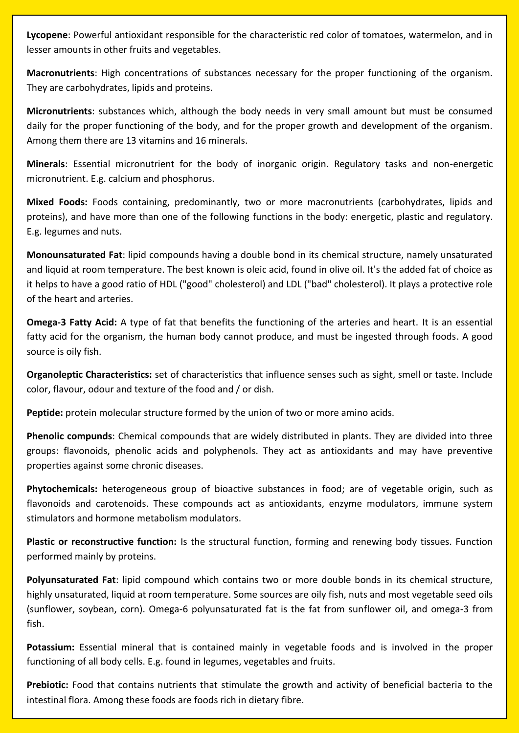**Lycopene**: Powerful antioxidant responsible for the characteristic red color of tomatoes, watermelon, and in lesser amounts in other fruits and vegetables.

**Macronutrients**: High concentrations of substances necessary for the proper functioning of the organism. They are carbohydrates, lipids and proteins.

**Micronutrients**: substances which, although the body needs in very small amount but must be consumed daily for the proper functioning of the body, and for the proper growth and development of the organism. Among them there are 13 vitamins and 16 minerals.

**Minerals**: Essential micronutrient for the body of inorganic origin. Regulatory tasks and non-energetic micronutrient. E.g. calcium and phosphorus.

**Mixed Foods:** Foods containing, predominantly, two or more macronutrients (carbohydrates, lipids and proteins), and have more than one of the following functions in the body: energetic, plastic and regulatory. E.g. legumes and nuts.

**Monounsaturated Fat**: lipid compounds having a double bond in its chemical structure, namely unsaturated and liquid at room temperature. The best known is oleic acid, found in olive oil. It's the added fat of choice as it helps to have a good ratio of HDL ("good" cholesterol) and LDL ("bad" cholesterol). It plays a protective role of the heart and arteries.

**Omega-3 Fatty Acid:** A type of fat that benefits the functioning of the arteries and heart. It is an essential fatty acid for the organism, the human body cannot produce, and must be ingested through foods. A good source is oily fish.

**Organoleptic Characteristics:** set of characteristics that influence senses such as sight, smell or taste. Include color, flavour, odour and texture of the food and / or dish.

**Peptide:** protein molecular structure formed by the union of two or more amino acids.

**Phenolic compunds**: Chemical compounds that are widely distributed in plants. They are divided into three groups: flavonoids, phenolic acids and polyphenols. They act as antioxidants and may have preventive properties against some chronic diseases.

**Phytochemicals:** heterogeneous group of bioactive substances in food; are of vegetable origin, such as flavonoids and carotenoids. These compounds act as antioxidants, enzyme modulators, immune system stimulators and hormone metabolism modulators.

**Plastic or reconstructive function:** Is the structural function, forming and renewing body tissues. Function performed mainly by proteins.

**Polyunsaturated Fat**: lipid compound which contains two or more double bonds in its chemical structure, highly unsaturated, liquid at room temperature. Some sources are oily fish, nuts and most vegetable seed oils (sunflower, soybean, corn). Omega-6 polyunsaturated fat is the fat from sunflower oil, and omega-3 from fish.

**Potassium:** Essential mineral that is contained mainly in vegetable foods and is involved in the proper functioning of all body cells. E.g. found in legumes, vegetables and fruits.

**Prebiotic:** Food that contains nutrients that stimulate the growth and activity of beneficial bacteria to the intestinal flora. Among these foods are foods rich in dietary fibre.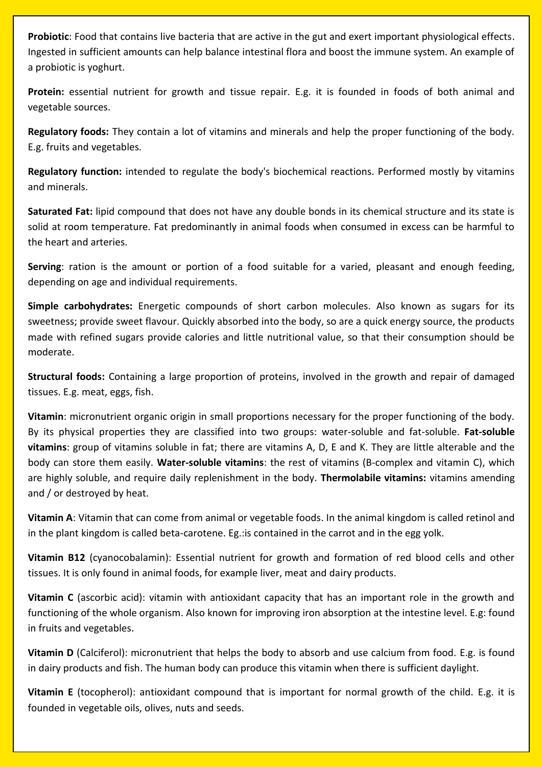**Probiotic**: Food that contains live bacteria that are active in the gut and exert important physiological effects. Ingested in sufficient amounts can help balance intestinal flora and boost the immune system. An example of a probiotic is yoghurt.

**Protein:** essential nutrient for growth and tissue repair. E.g. it is founded in foods of both animal and vegetable sources.

**Regulatory foods:** They contain a lot of vitamins and minerals and help the proper functioning of the body. E.g. fruits and vegetables.

**Regulatory function:** intended to regulate the body's biochemical reactions. Performed mostly by vitamins and minerals.

**Saturated Fat:** lipid compound that does not have any double bonds in its chemical structure and its state is solid at room temperature. Fat predominantly in animal foods when consumed in excess can be harmful to the heart and arteries.

**Serving**: ration is the amount or portion of a food suitable for a varied, pleasant and enough feeding, depending on age and individual requirements.

**Simple carbohydrates:** Energetic compounds of short carbon molecules. Also known as sugars for its sweetness; provide sweet flavour. Quickly absorbed into the body, so are a quick energy source, the products made with refined sugars provide calories and little nutritional value, so that their consumption should be moderate.

**Structural foods:** Containing a large proportion of proteins, involved in the growth and repair of damaged tissues. E.g. meat, eggs, fish.

**Vitamin**: micronutrient organic origin in small proportions necessary for the proper functioning of the body. By its physical properties they are classified into two groups: water-soluble and fat-soluble. **Fat-soluble vitamins**: group of vitamins soluble in fat; there are vitamins A, D, E and K. They are little alterable and the body can store them easily. **Water-soluble vitamins**: the rest of vitamins (B-complex and vitamin C), which are highly soluble, and require daily replenishment in the body. **Thermolabile vitamins:** vitamins amending and / or destroyed by heat.

**Vitamin A**: Vitamin that can come from animal or vegetable foods. In the animal kingdom is called retinol and in the plant kingdom is called beta-carotene. Eg.:is contained in the carrot and in the egg yolk.

**Vitamin B12** (cyanocobalamin): Essential nutrient for growth and formation of red blood cells and other tissues. It is only found in animal foods, for example liver, meat and dairy products.

**Vitamin C** (ascorbic acid): vitamin with antioxidant capacity that has an important role in the growth and functioning of the whole organism. Also known for improving iron absorption at the intestine level. E.g: found in fruits and vegetables.

**Vitamin D** (Calciferol): micronutrient that helps the body to absorb and use calcium from food. E.g. is found in dairy products and fish. The human body can produce this vitamin when there is sufficient daylight.

**Vitamin E** (tocopherol): antioxidant compound that is important for normal growth of the child. E.g. it is founded in vegetable oils, olives, nuts and seeds.